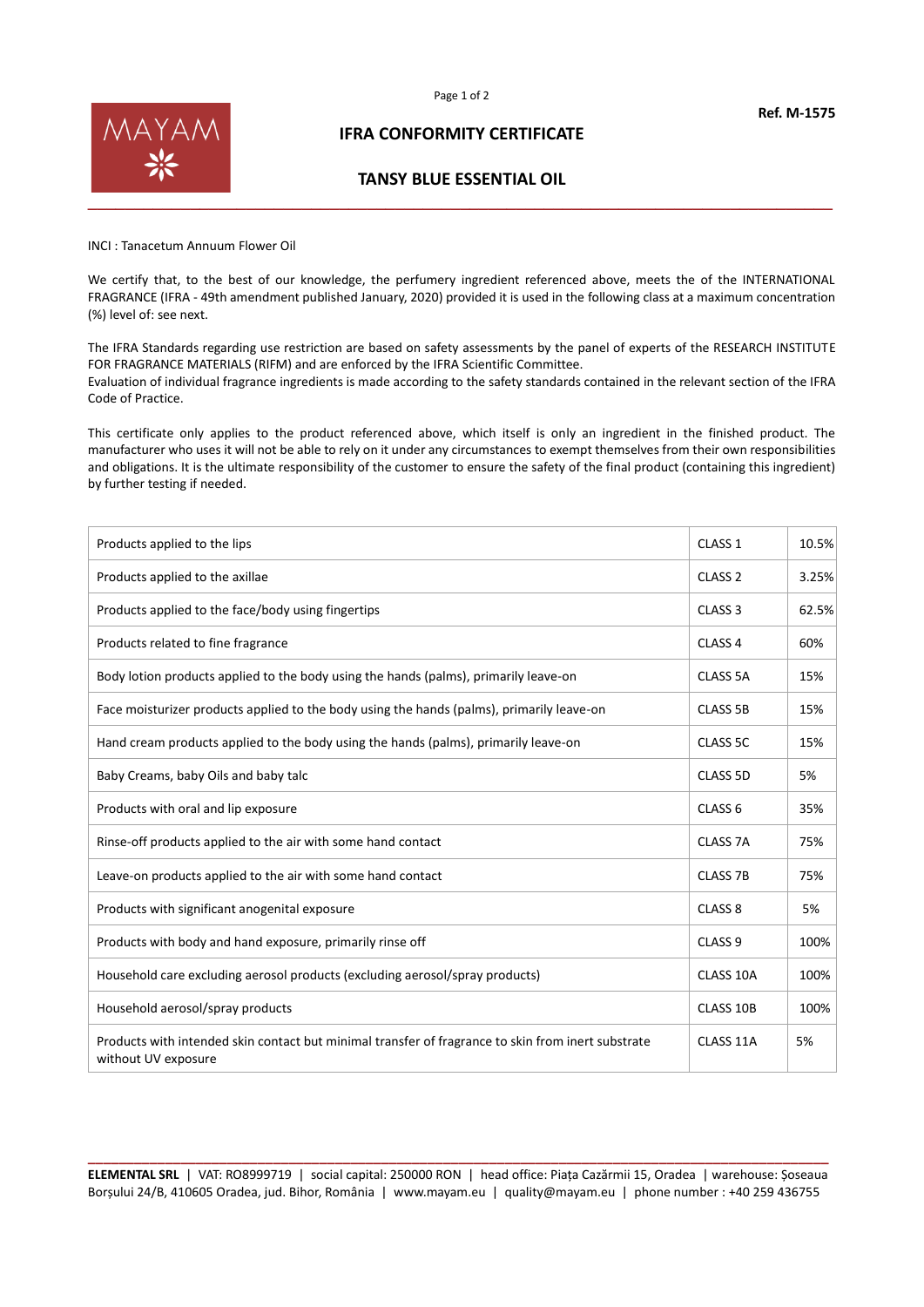Ref. M-1575

MAYAM

# IFRA CONFORMITY CERTIFICATE

## TANSY BLUE ESSENTIAL OIL

INCI : Tanacetum Annuum Flower Oil

We certify that, to the best of our knowledge, the perfumery ingredient referenced above, meets the of the INTERNATIONAL FRAGRANCE (IFRA - 49th amendment published January, 2020) provided it is used in the following class at a maximum concentration (%) level of: see next.

The IFRA Standards regarding use restriction are based on safety assessments by the panel of experts of the RESEARCH INSTITUTE FOR FRAGRANCE MATERIALS (RIFM) and are enforced by the IFRA Scientific Committee.
Evaluation of individual fragrance ingredients is made according to the safety standards contained in the relevant section of the IFRA Code of Practice.

This certificate only applies to the product referenced above, which itself is only an ingredient in the finished product. The manufacturer who uses it will not be able to rely on it under any circumstances to exempt themselves from their own responsibilities and obligations. It is the ultimate responsibility of the customer to ensure the safety of the final product (containing this ingredient) by further testing if needed.

| | | |
|---|---|---|
| Products applied to the lips | CLASS 1 | 10.5% |
| Products applied to the axillae | CLASS 2 | 3.25% |
| Products applied to the face/body using fingertips | CLASS 3 | 62.5% |
| Products related to fine fragrance | CLASS 4 | 60% |
| Body lotion products applied to the body using the hands (palms), primarily leave-on | CLASS 5A | 15% |
| Face moisturizer products applied to the body using the hands (palms), primarily leave-on | CLASS 5B | 15% |
| Hand cream products applied to the body using the hands (palms), primarily leave-on | CLASS 5C | 15% |
| Baby Creams, baby Oils and baby talc | CLASS 5D | 5% |
| Products with oral and lip exposure | CLASS 6 | 35% |
| Rinse-off products applied to the air with some hand contact | CLASS 7A | 75% |
| Leave-on products applied to the air with some hand contact | CLASS 7B | 75% |
| Products with significant anogenital exposure | CLASS 8 | 5% |
| Products with body and hand exposure, primarily rinse off | CLASS 9 | 100% |
| Household care excluding aerosol products (excluding aerosol/spray products) | CLASS 10A | 100% |
| Household aerosol/spray products | CLASS 10B | 100% |
| Products with intended skin contact but minimal transfer of fragrance to skin from inert substrate without UV exposure | CLASS 11A | 5% |

**ELEMENTAL SRL** | VAT: RO8999719 | social capital: 250000 RON | head office: Piața Cazărmii 15, Oradea | warehouse: Șoseaua Borșului 24/B, 410605 Oradea, jud. Bihor, România | www.mayam.eu | quality@mayam.eu | phone number : +40 259 436755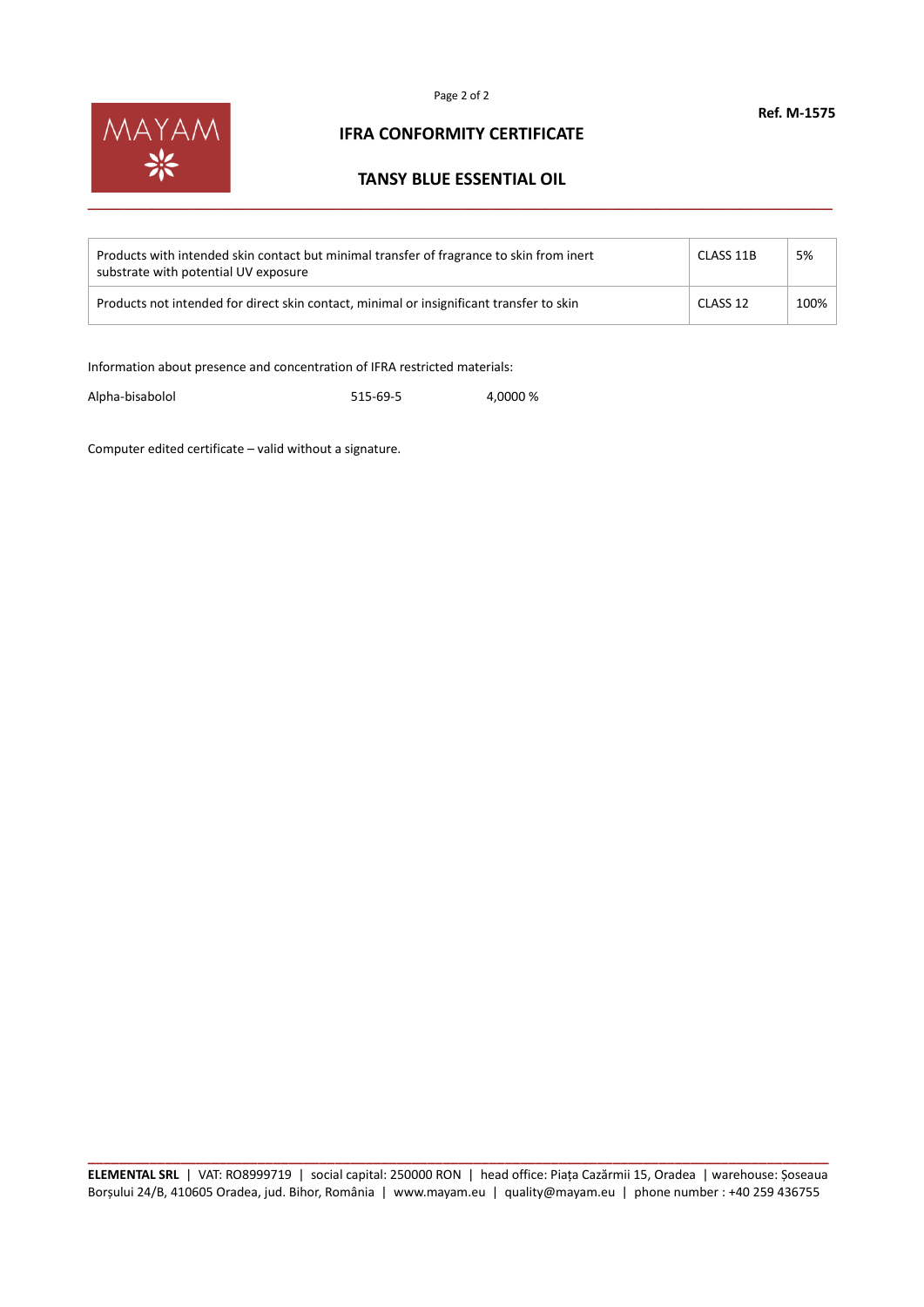**Ref. M-1575**

## IFRA CONFORMITY CERTIFICATE

## TANSY BLUE ESSENTIAL OIL

| | | |
|---|---|---|
| Products with intended skin contact but minimal transfer of fragrance to skin from inert substrate with potential UV exposure | CLASS 11B | 5% |
| Products not intended for direct skin contact, minimal or insignificant transfer to skin | CLASS 12 | 100% |

Information about presence and concentration of IFRA restricted materials:

| | | |
|---|---|---|
| Alpha-bisabolol | 515-69-5 | 4,0000 % |

Computer edited certificate – valid without a signature.

**ELEMENTAL SRL** | VAT: RO8999719 | social capital: 250000 RON | head office: Piața Cazărmii 15, Oradea | warehouse: Șoseaua Borșului 24/B, 410605 Oradea, jud. Bihor, România | www.mayam.eu | quality@mayam.eu | phone number : +40 259 436755